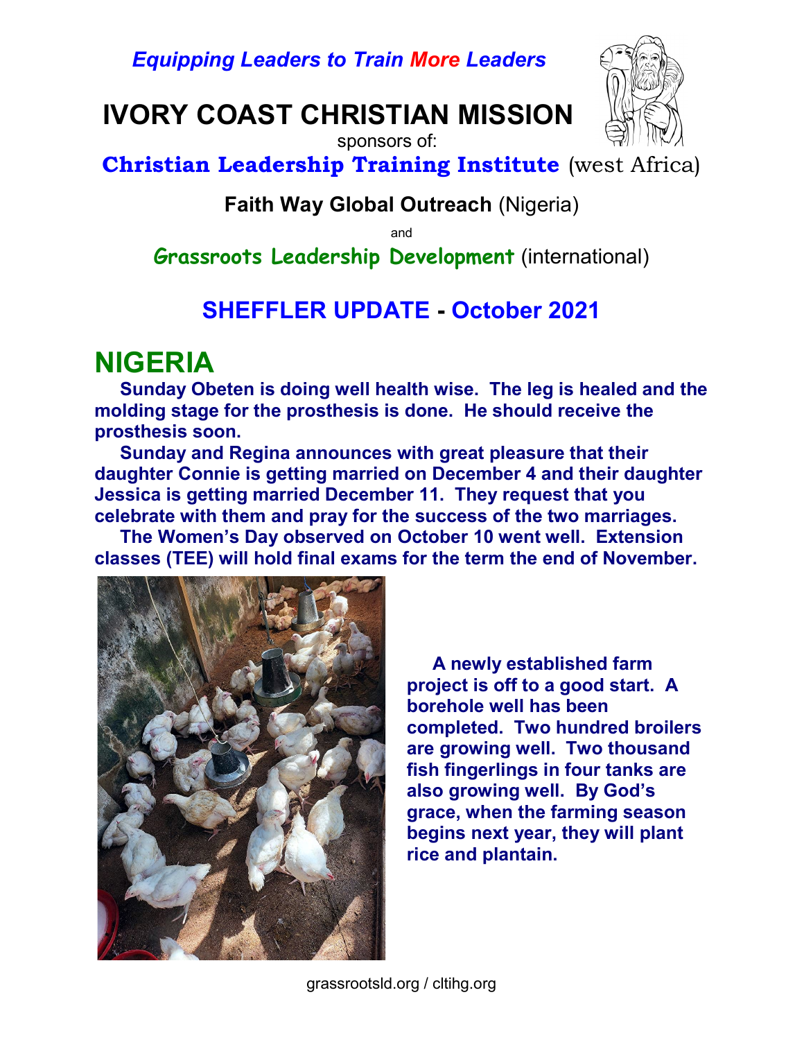*Equipping Leaders to Train More Leaders*

# IVORY COAST CHRISTIAN MISSION

sponsors of:

**Christian Leadership Training Institute** (west Africa)

**Faith Way Global Outreach** (Nigeria)

and

**Grassroots Leadership Development** (international)

## SHEFFLER UPDATE - October 2021

## NIGERIA

**Sunday Obeten is doing well health wise. The leg is healed and the molding stage for the prosthesis is done. He should receive the prosthesis soon.**

**Sunday and Regina announces with great pleasure that their daughter Connie is getting married on December 4 and their daughter Jessica is getting married December 11. They request that you celebrate with them and pray for the success of the two marriages.**

**The Women's Day observed on October 10 went well. Extension classes (TEE) will hold final exams for the term the end of November.**

**A newly established farm project is off to a good start. A borehole well has been completed. Two hundred broilers are growing well. Two thousand fish fingerlings in four tanks are also growing well. By God's grace, when the farming season begins next year, they will plant rice and plantain.**

grassrootsld.org / cltihg.org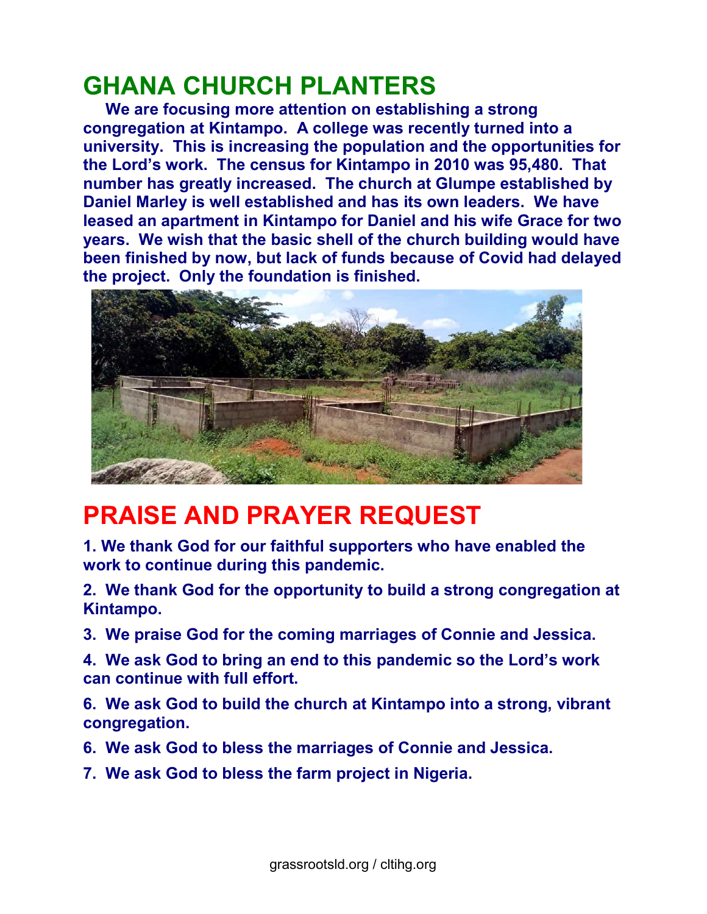# GHANA CHURCH PLANTERS

We are focusing more attention on establishing a strong congregation at Kintampo. A college was recently turned into a university. This is increasing the population and the opportunities for the Lord's work. The census for Kintampo in 2010 was 95,480. That number has greatly increased. The church at Glumpe established by Daniel Marley is well established and has its own leaders. We have leased an apartment in Kintampo for Daniel and his wife Grace for two years. We wish that the basic shell of the church building would have been finished by now, but lack of funds because of Covid had delayed the project. Only the foundation is finished.

# PRAISE AND PRAYER REQUEST

1. We thank God for our faithful supporters who have enabled the work to continue during this pandemic.

2. We thank God for the opportunity to build a strong congregation at Kintampo.

3. We praise God for the coming marriages of Connie and Jessica.

4. We ask God to bring an end to this pandemic so the Lord's work can continue with full effort.

6. We ask God to build the church at Kintampo into a strong, vibrant congregation.

6. We ask God to bless the marriages of Connie and Jessica.

7. We ask God to bless the farm project in Nigeria.

grassrootsld.org / cltihg.org